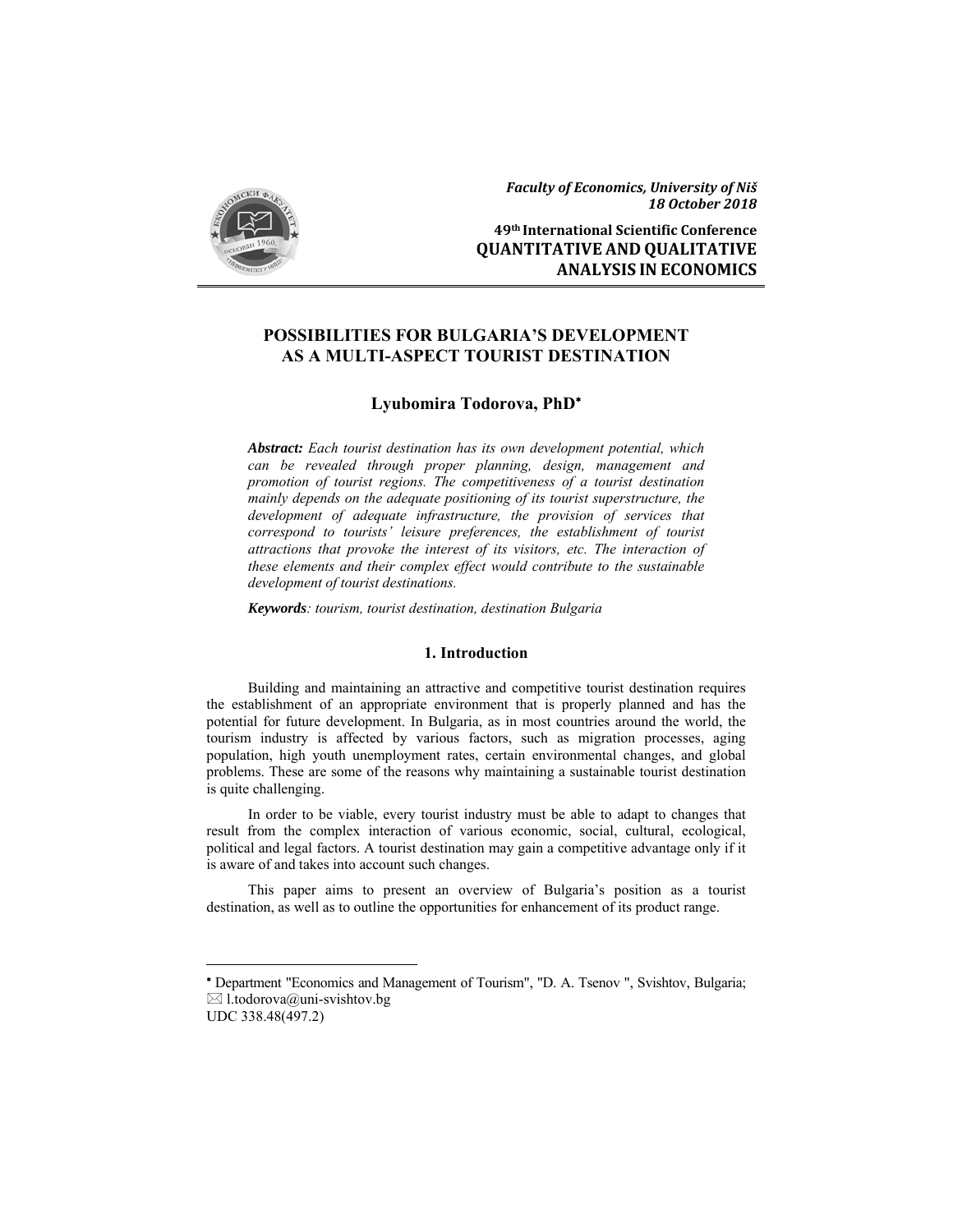*Faculty of Economics, University of Niš*
*18 October 2018*

**49th International Scientific Conference**
**QUANTITATIVE AND QUALITATIVE ANALYSIS IN ECONOMICS**

# POSSIBILITIES FOR BULGARIA'S DEVELOPMENT AS A MULTI-ASPECT TOURIST DESTINATION

**Lyubomira Todorova, PhD***

***Abstract:*** *Each tourist destination has its own development potential, which can be revealed through proper planning, design, management and promotion of tourist regions. The competitiveness of a tourist destination mainly depends on the adequate positioning of its tourist superstructure, the development of adequate infrastructure, the provision of services that correspond to tourists' leisure preferences, the establishment of tourist attractions that provoke the interest of its visitors, etc. The interaction of these elements and their complex effect would contribute to the sustainable development of tourist destinations.*

***Keywords****: tourism, tourist destination, destination Bulgaria*

## 1. Introduction

Building and maintaining an attractive and competitive tourist destination requires the establishment of an appropriate environment that is properly planned and has the potential for future development. In Bulgaria, as in most countries around the world, the tourism industry is affected by various factors, such as migration processes, aging population, high youth unemployment rates, certain environmental changes, and global problems. These are some of the reasons why maintaining a sustainable tourist destination is quite challenging.

In order to be viable, every tourist industry must be able to adapt to changes that result from the complex interaction of various economic, social, cultural, ecological, political and legal factors. A tourist destination may gain a competitive advantage only if it is aware of and takes into account such changes.

This paper aims to present an overview of Bulgaria's position as a tourist destination, as well as to outline the opportunities for enhancement of its product range.

---

* Department "Economics and Management of Tourism", "D. A. Tsenov ", Svishtov, Bulgaria; ✉ l.todorova@uni-svishtov.bg

UDC 338.48(497.2)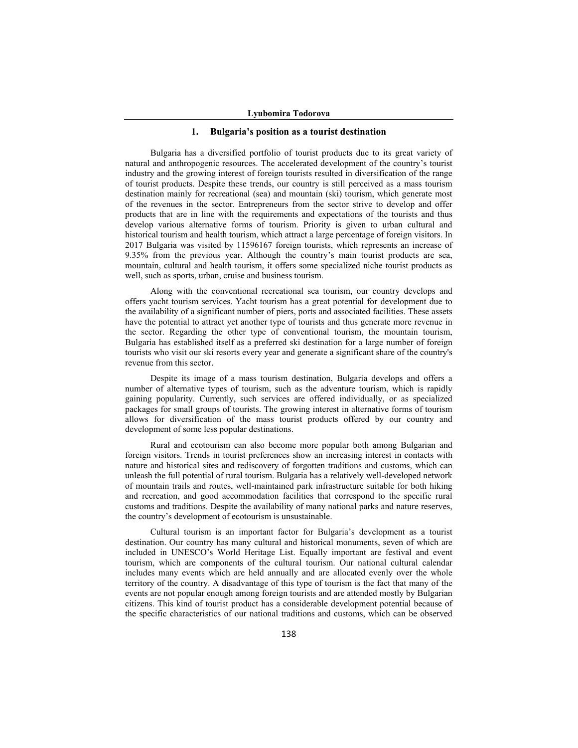## 1. Bulgaria's position as a tourist destination

Bulgaria has a diversified portfolio of tourist products due to its great variety of natural and anthropogenic resources. The accelerated development of the country's tourist industry and the growing interest of foreign tourists resulted in diversification of the range of tourist products. Despite these trends, our country is still perceived as a mass tourism destination mainly for recreational (sea) and mountain (ski) tourism, which generate most of the revenues in the sector. Entrepreneurs from the sector strive to develop and offer products that are in line with the requirements and expectations of the tourists and thus develop various alternative forms of tourism. Priority is given to urban cultural and historical tourism and health tourism, which attract a large percentage of foreign visitors. In 2017 Bulgaria was visited by 11596167 foreign tourists, which represents an increase of 9.35% from the previous year. Although the country's main tourist products are sea, mountain, cultural and health tourism, it offers some specialized niche tourist products as well, such as sports, urban, cruise and business tourism.

Along with the conventional recreational sea tourism, our country develops and offers yacht tourism services. Yacht tourism has a great potential for development due to the availability of a significant number of piers, ports and associated facilities. These assets have the potential to attract yet another type of tourists and thus generate more revenue in the sector. Regarding the other type of conventional tourism, the mountain tourism, Bulgaria has established itself as a preferred ski destination for a large number of foreign tourists who visit our ski resorts every year and generate a significant share of the country's revenue from this sector.

Despite its image of a mass tourism destination, Bulgaria develops and offers a number of alternative types of tourism, such as the adventure tourism, which is rapidly gaining popularity. Currently, such services are offered individually, or as specialized packages for small groups of tourists. The growing interest in alternative forms of tourism allows for diversification of the mass tourist products offered by our country and development of some less popular destinations.

Rural and ecotourism can also become more popular both among Bulgarian and foreign visitors. Trends in tourist preferences show an increasing interest in contacts with nature and historical sites and rediscovery of forgotten traditions and customs, which can unleash the full potential of rural tourism. Bulgaria has a relatively well-developed network of mountain trails and routes, well-maintained park infrastructure suitable for both hiking and recreation, and good accommodation facilities that correspond to the specific rural customs and traditions. Despite the availability of many national parks and nature reserves, the country's development of ecotourism is unsustainable.

Cultural tourism is an important factor for Bulgaria's development as a tourist destination. Our country has many cultural and historical monuments, seven of which are included in UNESCO's World Heritage List. Equally important are festival and event tourism, which are components of the cultural tourism. Our national cultural calendar includes many events which are held annually and are allocated evenly over the whole territory of the country. A disadvantage of this type of tourism is the fact that many of the events are not popular enough among foreign tourists and are attended mostly by Bulgarian citizens. This kind of tourist product has a considerable development potential because of the specific characteristics of our national traditions and customs, which can be observed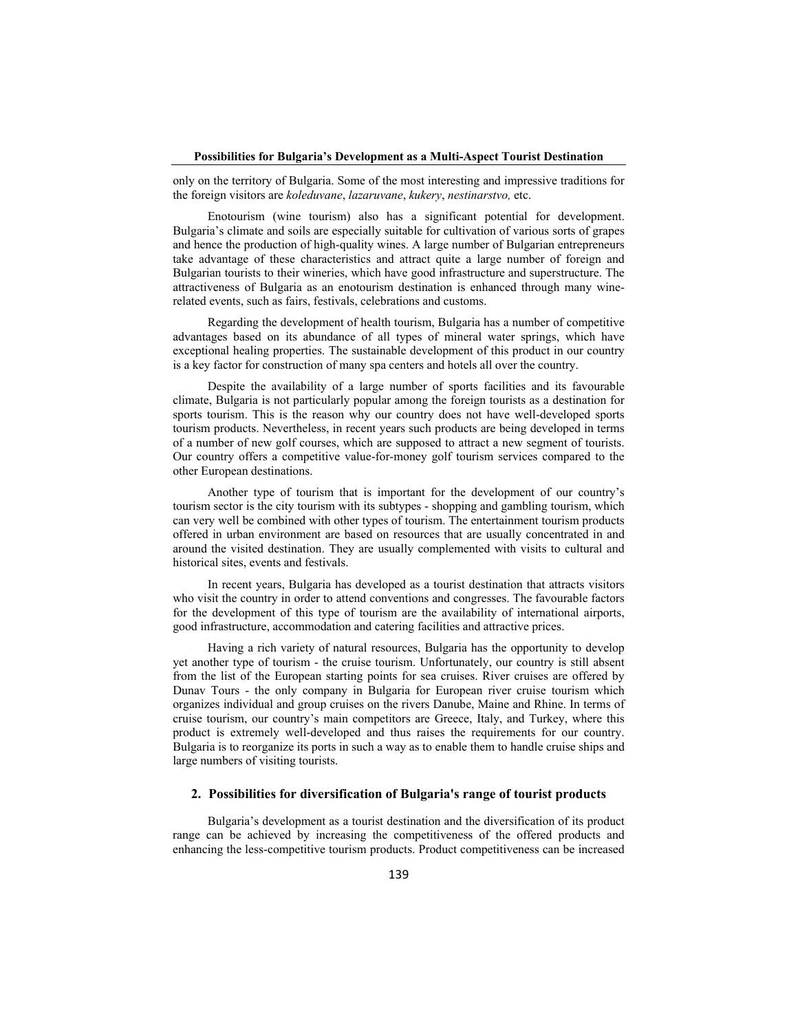only on the territory of Bulgaria. Some of the most interesting and impressive traditions for the foreign visitors are *koleduvane*, *lazaruvane*, *kukery*, *nestinarstvo,* etc.

Enotourism (wine tourism) also has a significant potential for development. Bulgaria's climate and soils are especially suitable for cultivation of various sorts of grapes and hence the production of high-quality wines. A large number of Bulgarian entrepreneurs take advantage of these characteristics and attract quite a large number of foreign and Bulgarian tourists to their wineries, which have good infrastructure and superstructure. The attractiveness of Bulgaria as an enotourism destination is enhanced through many wine-related events, such as fairs, festivals, celebrations and customs.

Regarding the development of health tourism, Bulgaria has a number of competitive advantages based on its abundance of all types of mineral water springs, which have exceptional healing properties. The sustainable development of this product in our country is a key factor for construction of many spa centers and hotels all over the country.

Despite the availability of a large number of sports facilities and its favourable climate, Bulgaria is not particularly popular among the foreign tourists as a destination for sports tourism. This is the reason why our country does not have well-developed sports tourism products. Nevertheless, in recent years such products are being developed in terms of a number of new golf courses, which are supposed to attract a new segment of tourists. Our country offers a competitive value-for-money golf tourism services compared to the other European destinations.

Another type of tourism that is important for the development of our country's tourism sector is the city tourism with its subtypes - shopping and gambling tourism, which can very well be combined with other types of tourism. The entertainment tourism products offered in urban environment are based on resources that are usually concentrated in and around the visited destination. They are usually complemented with visits to cultural and historical sites, events and festivals.

In recent years, Bulgaria has developed as a tourist destination that attracts visitors who visit the country in order to attend conventions and congresses. The favourable factors for the development of this type of tourism are the availability of international airports, good infrastructure, accommodation and catering facilities and attractive prices.

Having a rich variety of natural resources, Bulgaria has the opportunity to develop yet another type of tourism - the cruise tourism. Unfortunately, our country is still absent from the list of the European starting points for sea cruises. River cruises are offered by Dunav Tours - the only company in Bulgaria for European river cruise tourism which organizes individual and group cruises on the rivers Danube, Maine and Rhine. In terms of cruise tourism, our country's main competitors are Greece, Italy, and Turkey, where this product is extremely well-developed and thus raises the requirements for our country. Bulgaria is to reorganize its ports in such a way as to enable them to handle cruise ships and large numbers of visiting tourists.

## 2. Possibilities for diversification of Bulgaria's range of tourist products

Bulgaria's development as a tourist destination and the diversification of its product range can be achieved by increasing the competitiveness of the offered products and enhancing the less-competitive tourism products. Product competitiveness can be increased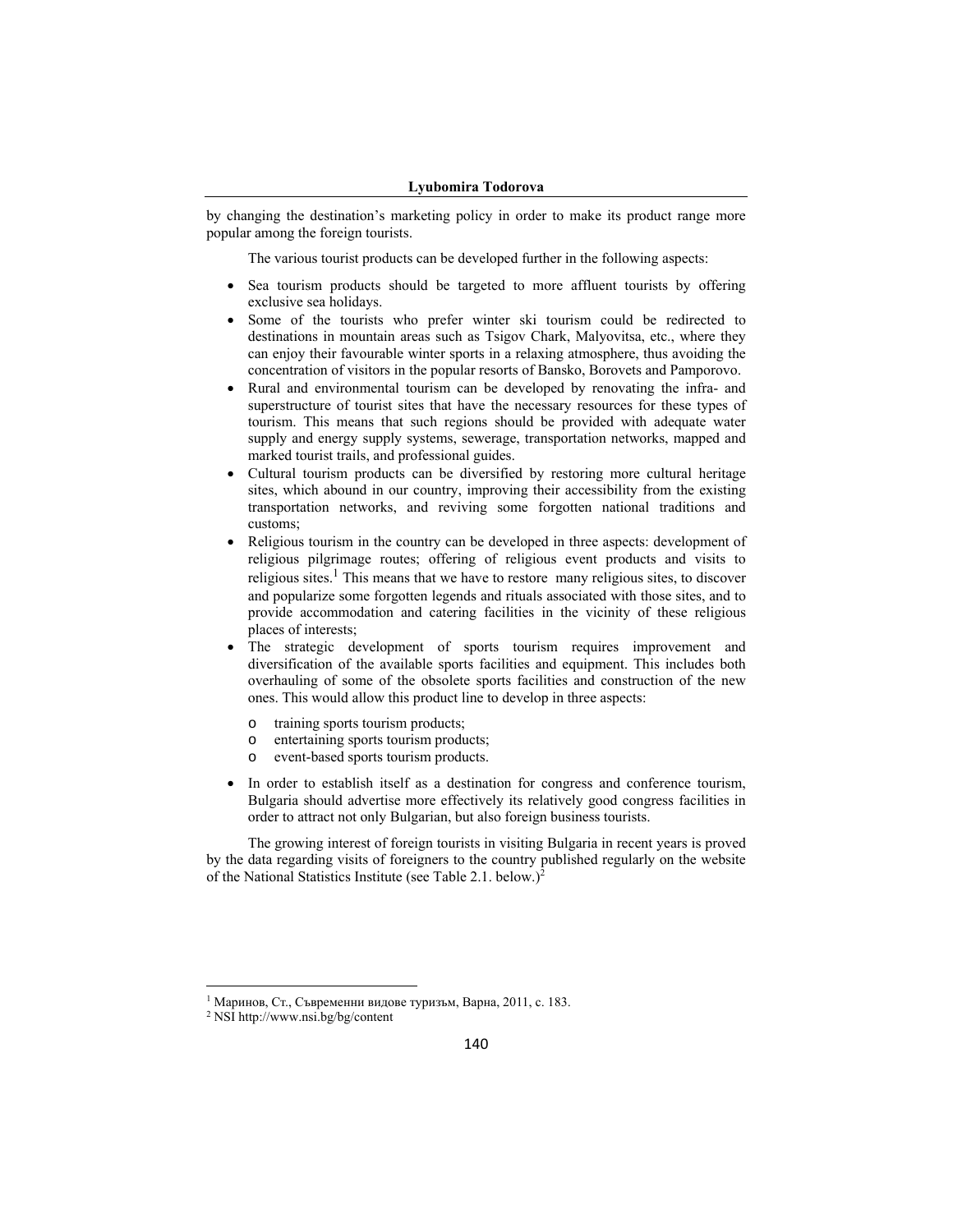by changing the destination's marketing policy in order to make its product range more popular among the foreign tourists.

The various tourist products can be developed further in the following aspects:

- Sea tourism products should be targeted to more affluent tourists by offering exclusive sea holidays.
- Some of the tourists who prefer winter ski tourism could be redirected to destinations in mountain areas such as Tsigov Chark, Malyovitsa, etc., where they can enjoy their favourable winter sports in a relaxing atmosphere, thus avoiding the concentration of visitors in the popular resorts of Bansko, Borovets and Pamporovo.
- Rural and environmental tourism can be developed by renovating the infra- and superstructure of tourist sites that have the necessary resources for these types of tourism. This means that such regions should be provided with adequate water supply and energy supply systems, sewerage, transportation networks, mapped and marked tourist trails, and professional guides.
- Cultural tourism products can be diversified by restoring more cultural heritage sites, which abound in our country, improving their accessibility from the existing transportation networks, and reviving some forgotten national traditions and customs;
- Religious tourism in the country can be developed in three aspects: development of religious pilgrimage routes; offering of religious event products and visits to religious sites.[1] This means that we have to restore many religious sites, to discover and popularize some forgotten legends and rituals associated with those sites, and to provide accommodation and catering facilities in the vicinity of these religious places of interests;
- The strategic development of sports tourism requires improvement and diversification of the available sports facilities and equipment. This includes both overhauling of some of the obsolete sports facilities and construction of the new ones. This would allow this product line to develop in three aspects:
  - training sports tourism products;
  - entertaining sports tourism products;
  - event-based sports tourism products.
- In order to establish itself as a destination for congress and conference tourism, Bulgaria should advertise more effectively its relatively good congress facilities in order to attract not only Bulgarian, but also foreign business tourists.

The growing interest of foreign tourists in visiting Bulgaria in recent years is proved by the data regarding visits of foreigners to the country published regularly on the website of the National Statistics Institute (see Table 2.1. below.)[2]

---

[1] Маринов, Ст., Съвременни видове туризъм, Варна, 2011, с. 183.

[2] NSI http://www.nsi.bg/bg/content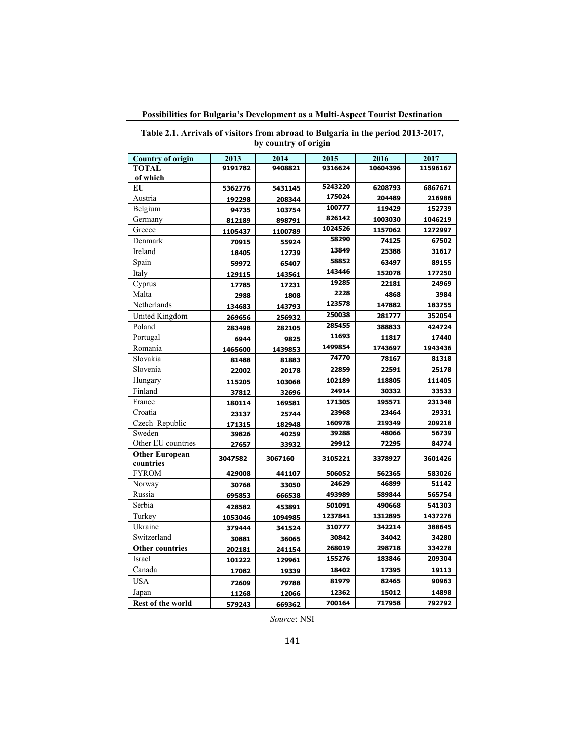**Table 2.1. Arrivals of visitors from abroad to Bulgaria in the period 2013-2017, by country of origin**

| Country of origin | 2013 | 2014 | 2015 | 2016 | 2017 |
|---|---|---|---|---|---|
| **TOTAL** | 9191782 | 9408821 | 9316624 | 10604396 | 11596167 |
| **of which** | | | | | |
| **EU** | 5362776 | 5431145 | 5243220 | 6208793 | 6867671 |
| Austria | 192298 | 208344 | 175024 | 204489 | 216986 |
| Belgium | 94735 | 103754 | 100777 | 119429 | 152739 |
| Germany | 812189 | 898791 | 826142 | 1003030 | 1046219 |
| Greece | 1105437 | 1100789 | 1024526 | 1157062 | 1272997 |
| Denmark | 70915 | 55924 | 58290 | 74125 | 67502 |
| Ireland | 18405 | 12739 | 13849 | 25388 | 31617 |
| Spain | 59972 | 65407 | 58852 | 63497 | 89155 |
| Italy | 129115 | 143561 | 143446 | 152078 | 177250 |
| Cyprus | 17785 | 17231 | 19285 | 22181 | 24969 |
| Malta | 2988 | 1808 | 2228 | 4868 | 3984 |
| Netherlands | 134683 | 143793 | 123578 | 147882 | 183755 |
| United Kingdom | 269656 | 256932 | 250038 | 281777 | 352054 |
| Poland | 283498 | 282105 | 285455 | 388833 | 424724 |
| Portugal | 6944 | 9825 | 11693 | 11817 | 17440 |
| Romania | 1465600 | 1439853 | 1499854 | 1743697 | 1943436 |
| Slovakia | 81488 | 81883 | 74770 | 78167 | 81318 |
| Slovenia | 22002 | 20178 | 22859 | 22591 | 25178 |
| Hungary | 115205 | 103068 | 102189 | 118805 | 111405 |
| Finland | 37812 | 32696 | 24914 | 30332 | 33533 |
| France | 180114 | 169581 | 171305 | 195571 | 231348 |
| Croatia | 23137 | 25744 | 23968 | 23464 | 29331 |
| Czech Republic | 171315 | 182948 | 160978 | 219349 | 209218 |
| Sweden | 39826 | 40259 | 39288 | 48066 | 56739 |
| Other EU countries | 27657 | 33932 | 29912 | 72295 | 84774 |
| **Other European countries** | 3047582 | 3067160 | 3105221 | 3378927 | 3601426 |
| FYROM | 429008 | 441107 | 506052 | 562365 | 583026 |
| Norway | 30768 | 33050 | 24629 | 46899 | 51142 |
| Russia | 695853 | 666538 | 493989 | 589844 | 565754 |
| Serbia | 428582 | 453891 | 501091 | 490668 | 541303 |
| Turkey | 1053046 | 1094985 | 1237841 | 1312895 | 1437276 |
| Ukraine | 379444 | 341524 | 310777 | 342214 | 388645 |
| Switzerland | 30881 | 36065 | 30842 | 34042 | 34280 |
| **Other countries** | 202181 | 241154 | 268019 | 298718 | 334278 |
| Israel | 101222 | 129961 | 155276 | 183846 | 209304 |
| Canada | 17082 | 19339 | 18402 | 17395 | 19113 |
| USA | 72609 | 79788 | 81979 | 82465 | 90963 |
| Japan | 11268 | 12066 | 12362 | 15012 | 14898 |
| **Rest of the world** | 579243 | 669362 | 700164 | 717958 | 792792 |

*Source*: NSI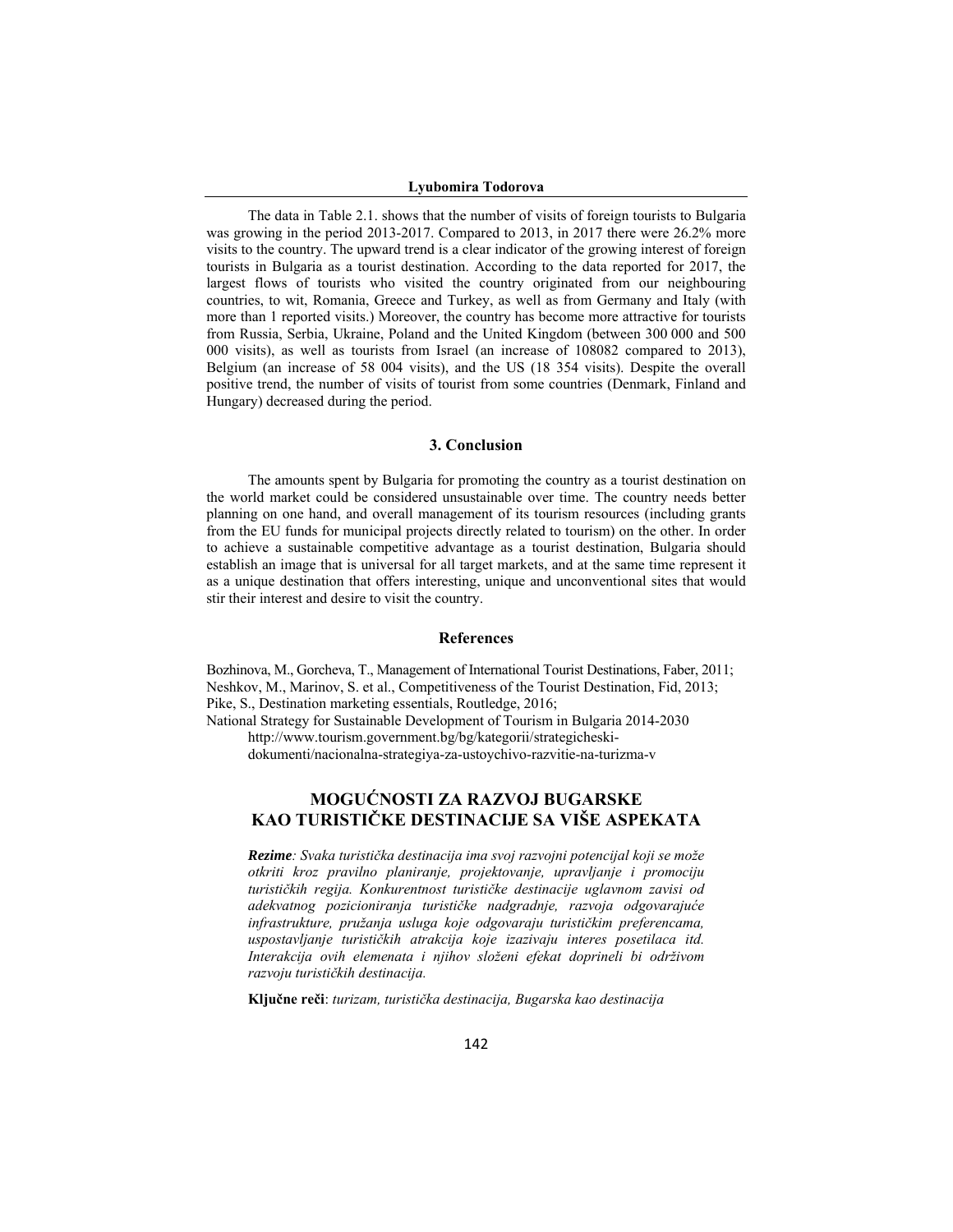The data in Table 2.1. shows that the number of visits of foreign tourists to Bulgaria was growing in the period 2013-2017. Compared to 2013, in 2017 there were 26.2% more visits to the country. The upward trend is a clear indicator of the growing interest of foreign tourists in Bulgaria as a tourist destination. According to the data reported for 2017, the largest flows of tourists who visited the country originated from our neighbouring countries, to wit, Romania, Greece and Turkey, as well as from Germany and Italy (with more than 1 reported visits.) Moreover, the country has become more attractive for tourists from Russia, Serbia, Ukraine, Poland and the United Kingdom (between 300 000 and 500 000 visits), as well as tourists from Israel (an increase of 108082 compared to 2013), Belgium (an increase of 58 004 visits), and the US (18 354 visits). Despite the overall positive trend, the number of visits of tourist from some countries (Denmark, Finland and Hungary) decreased during the period.

## 3. Conclusion

The amounts spent by Bulgaria for promoting the country as a tourist destination on the world market could be considered unsustainable over time. The country needs better planning on one hand, and overall management of its tourism resources (including grants from the EU funds for municipal projects directly related to tourism) on the other. In order to achieve a sustainable competitive advantage as a tourist destination, Bulgaria should establish an image that is universal for all target markets, and at the same time represent it as a unique destination that offers interesting, unique and unconventional sites that would stir their interest and desire to visit the country.

## References

Bozhinova, M., Gorcheva, T., Management of International Tourist Destinations, Faber, 2011;

Neshkov, M., Marinov, S. et al., Competitiveness of the Tourist Destination, Fid, 2013;

Pike, S., Destination marketing essentials, Routledge, 2016;

National Strategy for Sustainable Development of Tourism in Bulgaria 2014-2030 http://www.tourism.government.bg/bg/kategorii/strategicheski-dokumenti/nacionalna-strategiya-za-ustoychivo-razvitie-na-turizma-v

# MOGUĆNOSTI ZA RAZVOJ BUGARSKE KAO TURISTIČKE DESTINACIJE SA VIŠE ASPEKATA

***Rezime**: Svaka turistička destinacija ima svoj razvojni potencijal koji se može otkriti kroz pravilno planiranje, projektovanje, upravljanje i promociju turističkih regija. Konkurentnost turističke destinacije uglavnom zavisi od adekvatnog pozicioniranja turističke nadgradnje, razvoja odgovarajuće infrastrukture, pružanja usluga koje odgovaraju turističkim preferencama, uspostavljanje turističkih atrakcija koje izazivaju interes posetilaca itd. Interakcija ovih elemenata i njihov složeni efekat doprineli bi održivom razvoju turističkih destinacija.*

**Ključne reči**: *turizam, turistička destinacija, Bugarska kao destinacija*